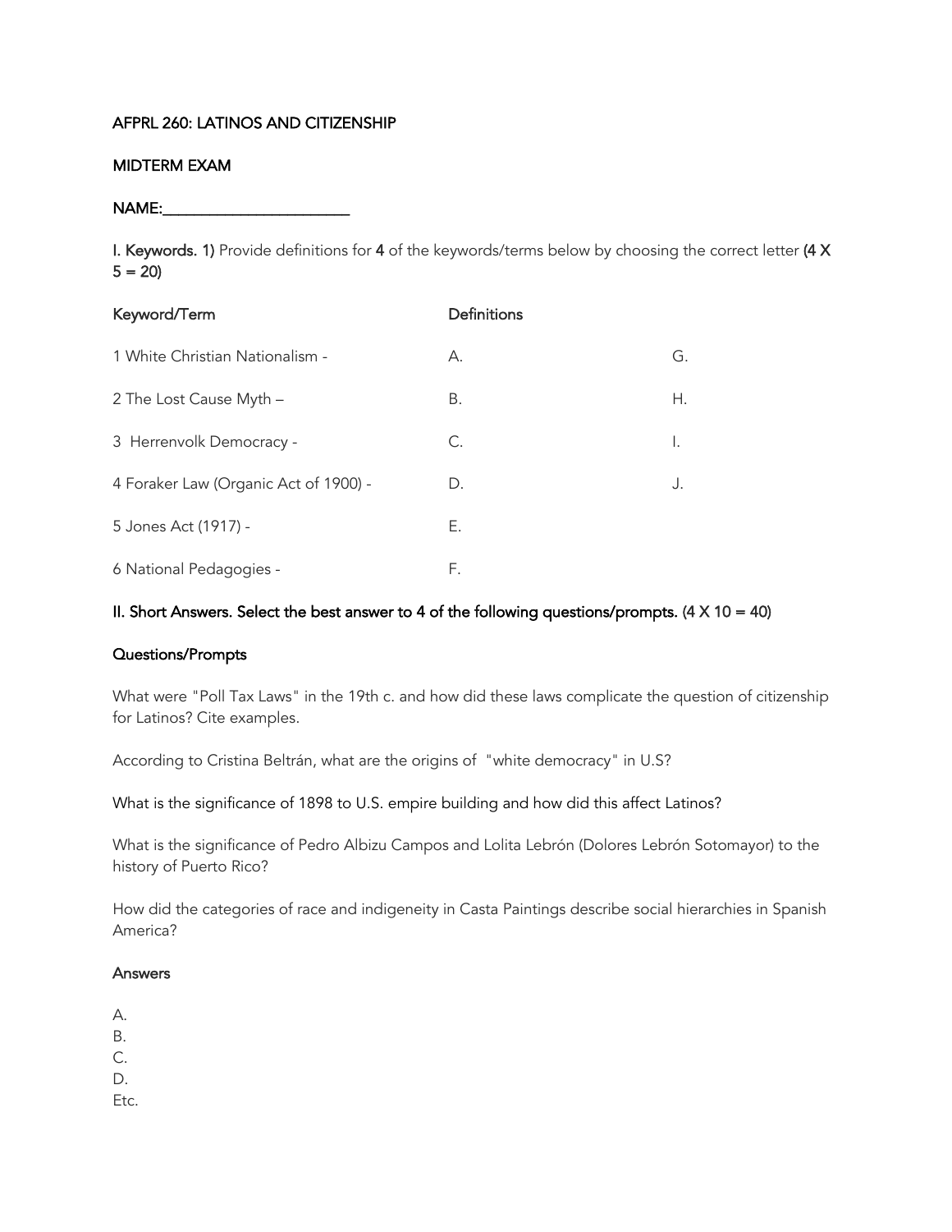AFPRL 260: LATINOS AND CITIZENSHIP

MIDTERM EXAM

NAME:_______________________

**I. Keywords. 1)** Provide definitions for **4** of the keywords/terms below by choosing the correct letter **(4 X 5 = 20)**

| Keyword/Term | Definitions | |
|---|---|---|
| 1 White Christian Nationalism - | A. | G. |
| 2 The Lost Cause Myth – | B. | H. |
| 3 Herrenvolk Democracy - | C. | I. |
| 4 Foraker Law (Organic Act of 1900) - | D. | J. |
| 5 Jones Act (1917) - | E. | |
| 6 National Pedagogies - | F. | |

**II. Short Answers. Select the best answer to 4 of the following questions/prompts.** (4 X 10 = 40)

**Questions/Prompts**

What were "Poll Tax Laws" in the 19th c. and how did these laws complicate the question of citizenship for Latinos? Cite examples.

According to Cristina Beltrán, what are the origins of "white democracy" in U.S?

What is the significance of 1898 to U.S. empire building and how did this affect Latinos?

What is the significance of Pedro Albizu Campos and Lolita Lebrón (Dolores Lebrón Sotomayor) to the history of Puerto Rico?

How did the categories of race and indigeneity in Casta Paintings describe social hierarchies in Spanish America?

**Answers**

A.
B.
C.
D.
Etc.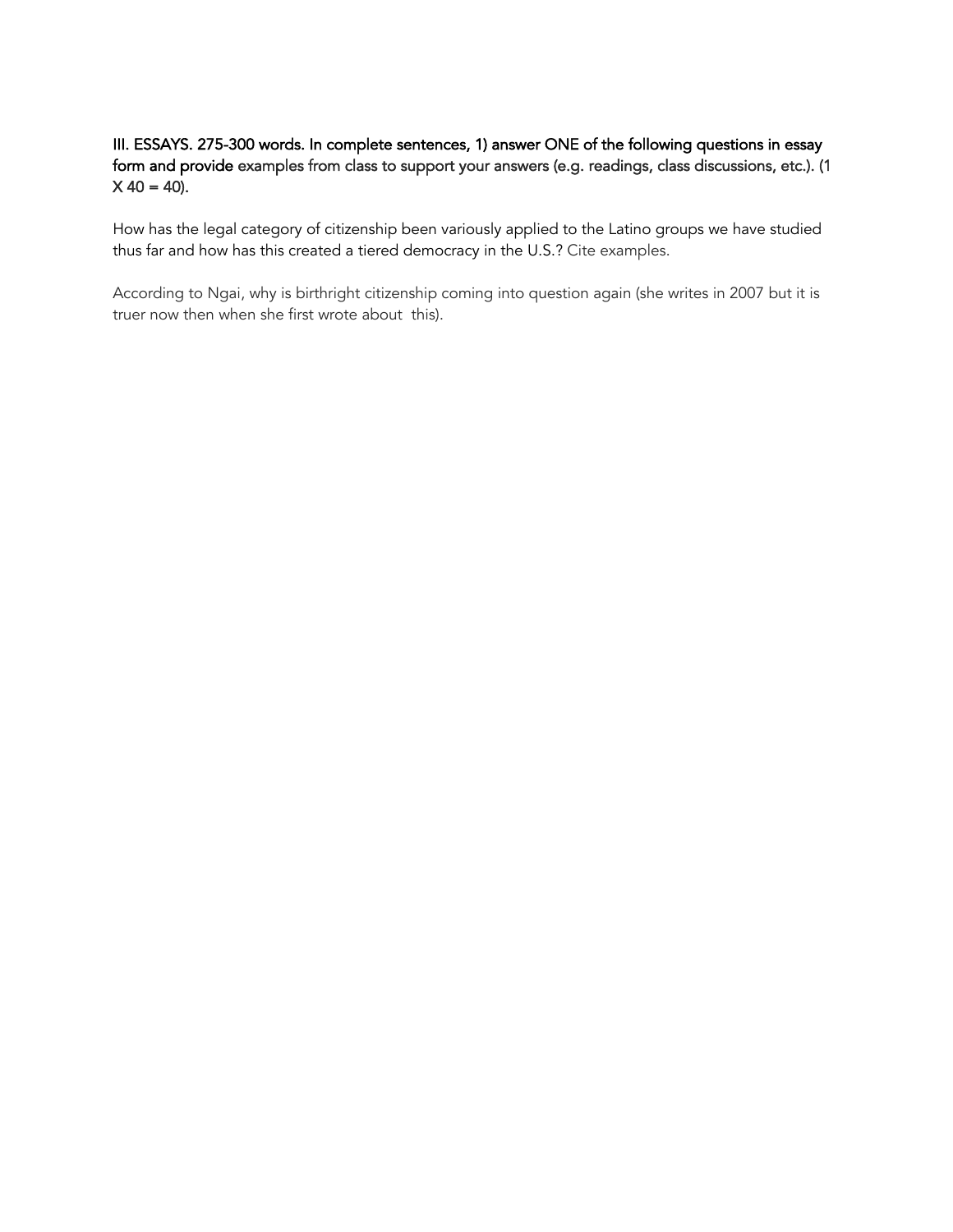III. ESSAYS. 275-300 words. In complete sentences, 1) answer ONE of the following questions in essay form and provide examples from class to support your answers (e.g. readings, class discussions, etc.). (1 X 40 = 40).

How has the legal category of citizenship been variously applied to the Latino groups we have studied thus far and how has this created a tiered democracy in the U.S.? Cite examples.

According to Ngai, why is birthright citizenship coming into question again (she writes in 2007 but it is truer now then when she first wrote about this).